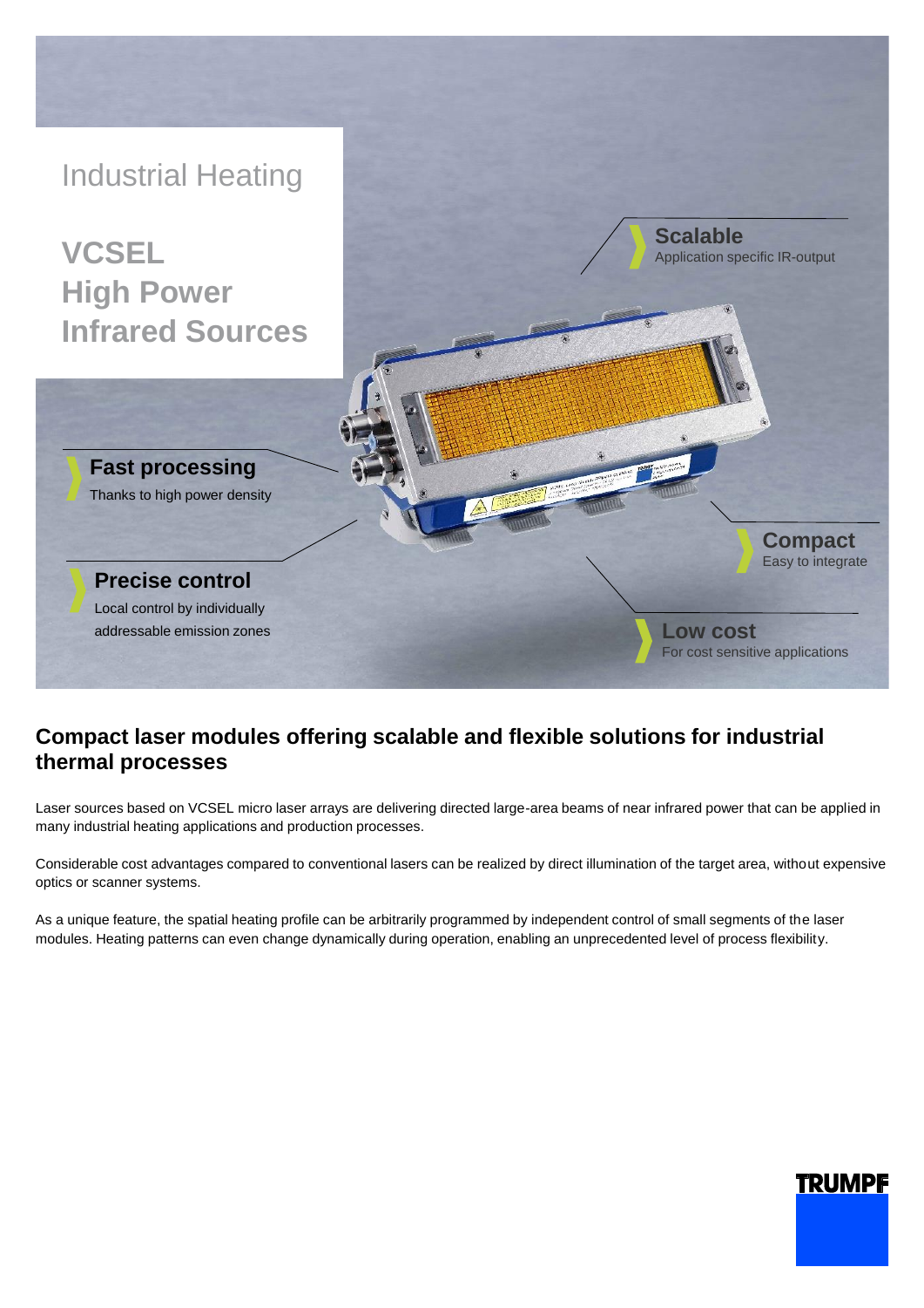Industrial Heating

# VCSEL High Power Infrared Sources

**Scalable**
Application specific IR-output

**Fast processing**
Thanks to high power density

**Compact**
Easy to integrate

**Precise control**
Local control by individually addressable emission zones

**Low cost**
For cost sensitive applications

## Compact laser modules offering scalable and flexible solutions for industrial thermal processes

Laser sources based on VCSEL micro laser arrays are delivering directed large-area beams of near infrared power that can be applied in many industrial heating applications and production processes.

Considerable cost advantages compared to conventional lasers can be realized by direct illumination of the target area, without expensive optics or scanner systems.

As a unique feature, the spatial heating profile can be arbitrarily programmed by independent control of small segments of the laser modules. Heating patterns can even change dynamically during operation, enabling an unprecedented level of process flexibility.

TRUMPF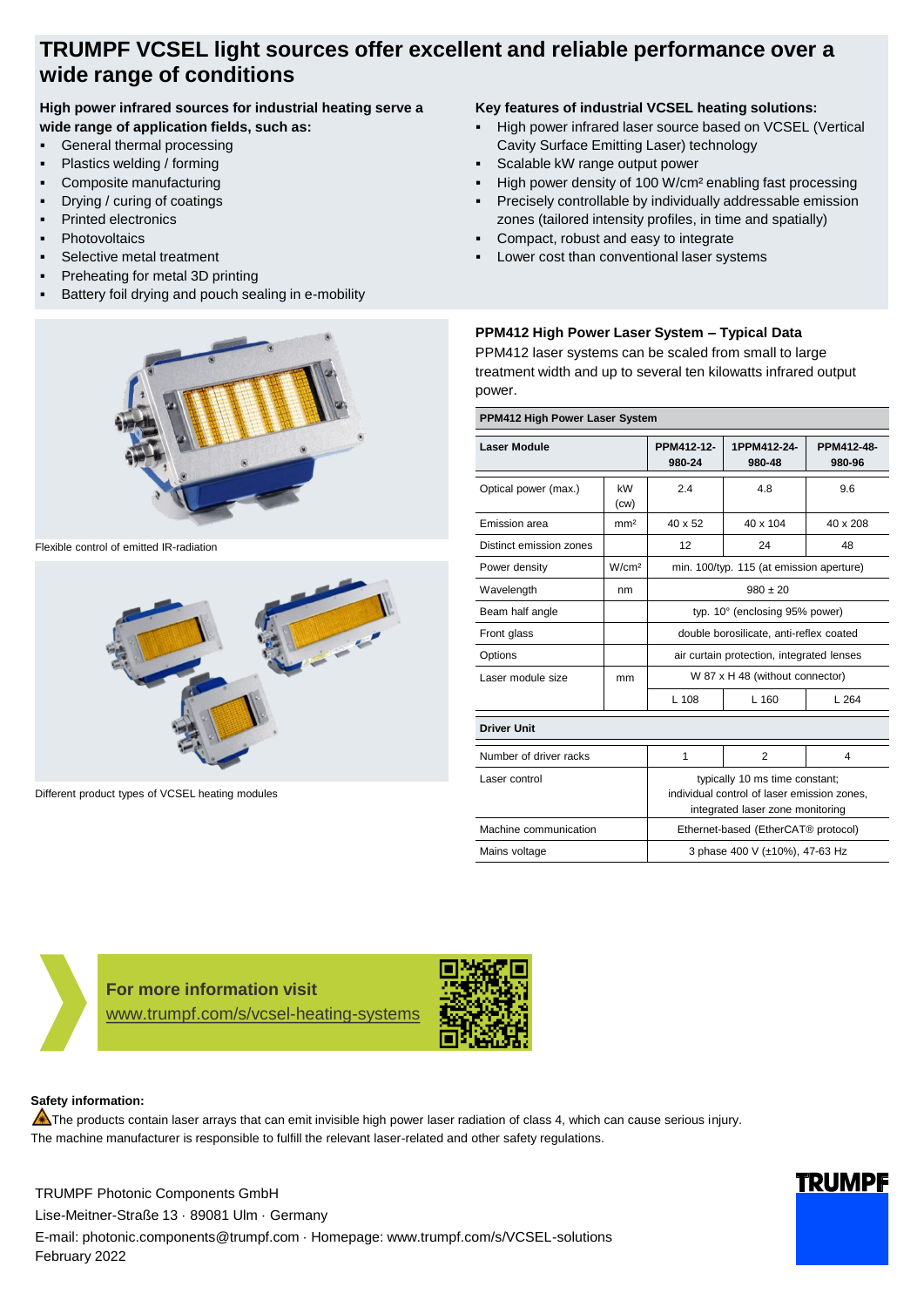# TRUMPF VCSEL light sources offer excellent and reliable performance over a wide range of conditions

**High power infrared sources for industrial heating serve a wide range of application fields, such as:**

- General thermal processing
- Plastics welding / forming
- Composite manufacturing
- Drying / curing of coatings
- Printed electronics
- Photovoltaics
- Selective metal treatment
- Preheating for metal 3D printing
- Battery foil drying and pouch sealing in e-mobility

**Key features of industrial VCSEL heating solutions:**

- High power infrared laser source based on VCSEL (Vertical Cavity Surface Emitting Laser) technology
- Scalable kW range output power
- High power density of 100 W/cm² enabling fast processing
- Precisely controllable by individually addressable emission zones (tailored intensity profiles, in time and spatially)
- Compact, robust and easy to integrate
- Lower cost than conventional laser systems

Flexible control of emitted IR-radiation

Different product types of VCSEL heating modules

### PPM412 High Power Laser System – Typical Data

PPM412 laser systems can be scaled from small to large treatment width and up to several ten kilowatts infrared output power.

| PPM412 High Power Laser System | | | | |
|---|---|---|---|---|
| **Laser Module** | | **PPM412-12-980-24** | **1PPM412-24-980-48** | **PPM412-48-980-96** |
| Optical power (max.) | kW (cw) | 2.4 | 4.8 | 9.6 |
| Emission area | mm² | 40 x 52 | 40 x 104 | 40 x 208 |
| Distinct emission zones | | 12 | 24 | 48 |
| Power density | W/cm² | min. 100/typ. 115 (at emission aperture) | | |
| Wavelength | nm | 980 ± 20 | | |
| Beam half angle | | typ. 10° (enclosing 95% power) | | |
| Front glass | | double borosilicate, anti-reflex coated | | |
| Options | | air curtain protection, integrated lenses | | |
| Laser module size | mm | W 87 x H 48 (without connector) | | |
| | | L 108 | L 160 | L 264 |
| **Driver Unit** | | | | |
| Number of driver racks | | 1 | 2 | 4 |
| Laser control | | typically 10 ms time constant; individual control of laser emission zones, integrated laser zone monitoring | | |
| Machine communication | | Ethernet-based (EtherCAT® protocol) | | |
| Mains voltage | | 3 phase 400 V (±10%), 47-63 Hz | | |

**For more information visit**
www.trumpf.com/s/vcsel-heating-systems

**Safety information:**
The products contain laser arrays that can emit invisible high power laser radiation of class 4, which can cause serious injury. The machine manufacturer is responsible to fulfill the relevant laser-related and other safety regulations.

TRUMPF Photonic Components GmbH
Lise-Meitner-Straße 13 · 89081 Ulm · Germany
E-mail: photonic.components@trumpf.com · Homepage: www.trumpf.com/s/VCSEL-solutions
February 2022

TRUMPF